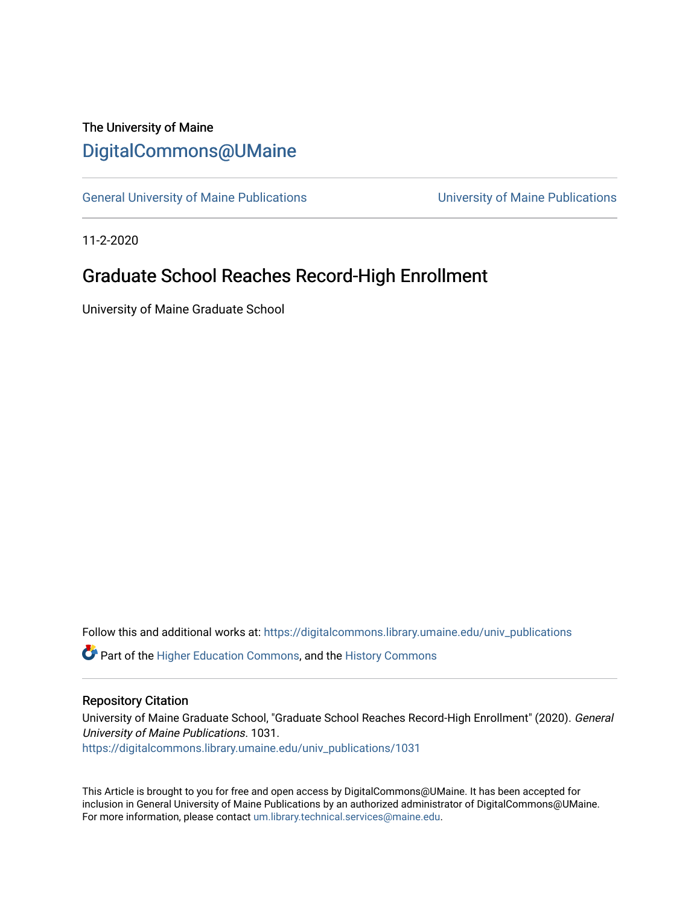The University of Maine

# DigitalCommons@UMaine

General University of Maine Publications | University of Maine Publications

11-2-2020

## Graduate School Reaches Record-High Enrollment

University of Maine Graduate School

Follow this and additional works at: https://digitalcommons.library.umaine.edu/univ_publications

Part of the Higher Education Commons, and the History Commons

### Repository Citation

University of Maine Graduate School, "Graduate School Reaches Record-High Enrollment" (2020). *General University of Maine Publications*. 1031.
https://digitalcommons.library.umaine.edu/univ_publications/1031

This Article is brought to you for free and open access by DigitalCommons@UMaine. It has been accepted for inclusion in General University of Maine Publications by an authorized administrator of DigitalCommons@UMaine. For more information, please contact um.library.technical.services@maine.edu.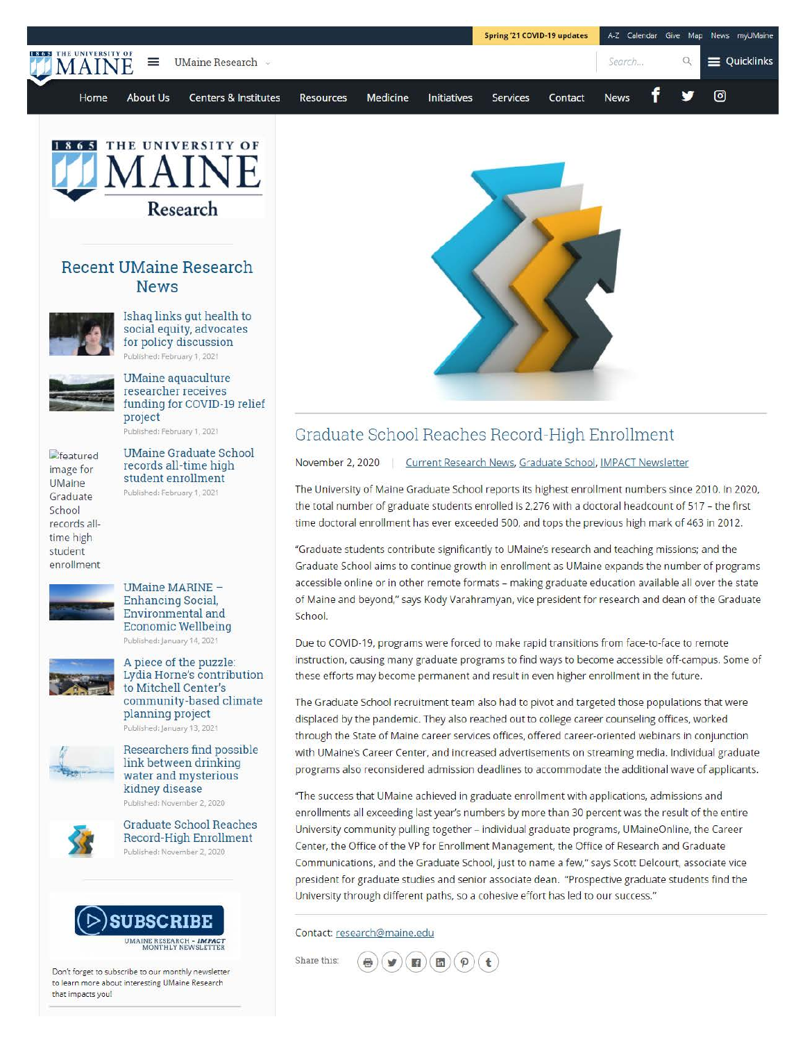Spring '21 COVID-19 updates | A-Z | Calendar | Give | Map | News | myUMaine

UMaine Research

Home | About Us | Centers & Institutes | Resources | Medicine | Initiatives | Services | Contact | News

## Recent UMaine Research News

Ishaq links gut health to social equity, advocates for policy discussion
Published: February 1, 2021

UMaine aquaculture researcher receives funding for COVID-19 relief project
Published: February 1, 2021

UMaine Graduate School records all-time high student enrollment
Published: February 1, 2021

UMaine MARINE – Enhancing Social, Environmental and Economic Wellbeing
Published: January 14, 2021

A piece of the puzzle: Lydia Horne's contribution to Mitchell Center's community-based climate planning project
Published: January 13, 2021

Researchers find possible link between drinking water and mysterious kidney disease
Published: November 2, 2020

Graduate School Reaches Record-High Enrollment
Published: November 2, 2020

SUBSCRIBE
UMAINE RESEARCH – *IMPACT* MONTHLY NEWSLETTER

Don't forget to subscribe to our monthly newsletter to learn more about interesting UMaine Research that impacts you!

# Graduate School Reaches Record-High Enrollment

November 2, 2020 | Current Research News, Graduate School, IMPACT Newsletter

The University of Maine Graduate School reports its highest enrollment numbers since 2010. In 2020, the total number of graduate students enrolled is 2,276 with a doctoral headcount of 517 – the first time doctoral enrollment has ever exceeded 500, and tops the previous high mark of 463 in 2012.

"Graduate students contribute significantly to UMaine's research and teaching missions; and the Graduate School aims to continue growth in enrollment as UMaine expands the number of programs accessible online or in other remote formats – making graduate education available all over the state of Maine and beyond," says Kody Varahramyan, vice president for research and dean of the Graduate School.

Due to COVID-19, programs were forced to make rapid transitions from face-to-face to remote instruction, causing many graduate programs to find ways to become accessible off-campus. Some of these efforts may become permanent and result in even higher enrollment in the future.

The Graduate School recruitment team also had to pivot and targeted those populations that were displaced by the pandemic. They also reached out to college career counseling offices, worked through the State of Maine career services offices, offered career-oriented webinars in conjunction with UMaine's Career Center, and increased advertisements on streaming media. Individual graduate programs also reconsidered admission deadlines to accommodate the additional wave of applicants.

"The success that UMaine achieved in graduate enrollment with applications, admissions and enrollments all exceeding last year's numbers by more than 30 percent was the result of the entire University community pulling together – individual graduate programs, UMaineOnline, the Career Center, the Office of the VP for Enrollment Management, the Office of Research and Graduate Communications, and the Graduate School, just to name a few," says Scott Delcourt, associate vice president for graduate studies and senior associate dean. "Prospective graduate students find the University through different paths, so a cohesive effort has led to our success."

Contact: research@maine.edu

Share this: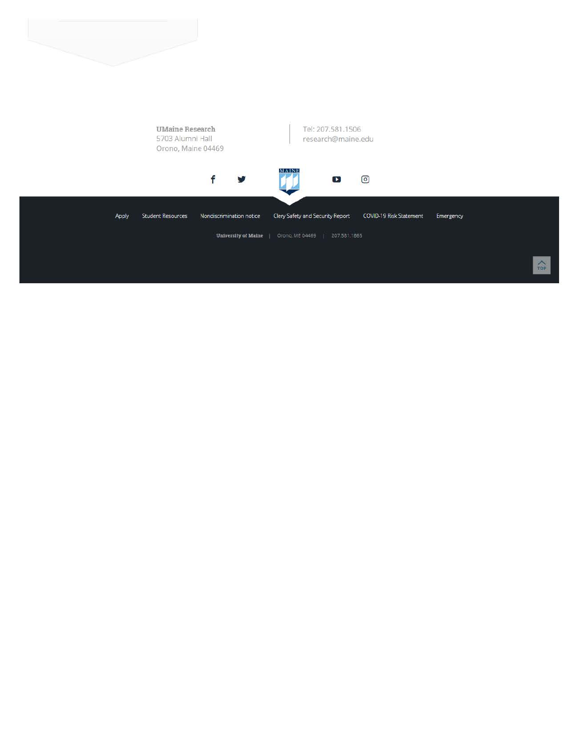**UMaine Research**
5703 Alumni Hall
Orono, Maine 04469

Tel: 207.581.1506
research@maine.edu

Apply | Student Resources | Nondiscrimination notice | Clery Safety and Security Report | COVID-19 Risk Statement | Emergency

**University of Maine** | Orono, ME 04469 | 207.581.1865